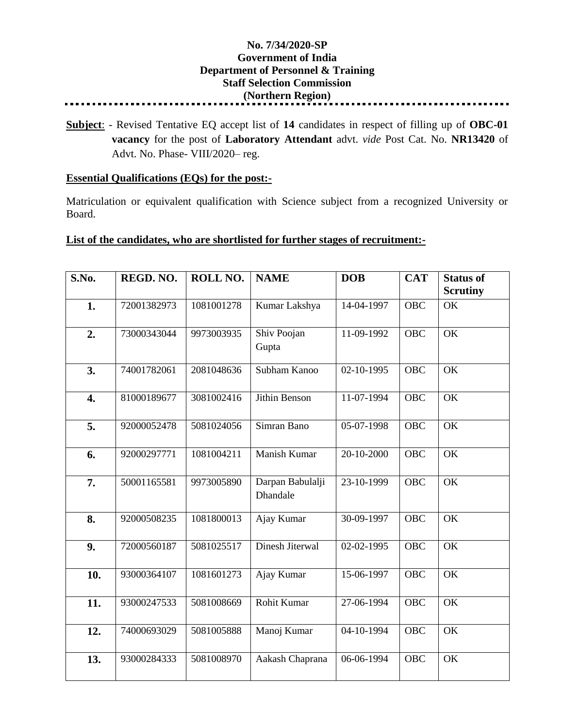**No. 7/34/2020-SP**
**Government of India**
**Department of Personnel & Training**
**Staff Selection Commission**
**(Northern Region)**

---

**Subject**: - Revised Tentative EQ accept list of **14** candidates in respect of filling up of **OBC-01 vacancy** for the post of **Laboratory Attendant** advt. *vide* Post Cat. No. **NR13420** of Advt. No. Phase- VIII/2020– reg.

**Essential Qualifications (EQs) for the post:-**

Matriculation or equivalent qualification with Science subject from a recognized University or Board.

**List of the candidates, who are shortlisted for further stages of recruitment:-**

| S.No. | REGD. NO. | ROLL NO. | NAME | DOB | CAT | Status of Scrutiny |
|---|---|---|---|---|---|---|
| **1.** | 72001382973 | 1081001278 | Kumar Lakshya | 14-04-1997 | OBC | OK |
| **2.** | 73000343044 | 9973003935 | Shiv Poojan Gupta | 11-09-1992 | OBC | OK |
| **3.** | 74001782061 | 2081048636 | Subham Kanoo | 02-10-1995 | OBC | OK |
| **4.** | 81000189677 | 3081002416 | Jithin Benson | 11-07-1994 | OBC | OK |
| **5.** | 92000052478 | 5081024056 | Simran Bano | 05-07-1998 | OBC | OK |
| **6.** | 92000297771 | 1081004211 | Manish Kumar | 20-10-2000 | OBC | OK |
| **7.** | 50001165581 | 9973005890 | Darpan Babulalji Dhandale | 23-10-1999 | OBC | OK |
| **8.** | 92000508235 | 1081800013 | Ajay Kumar | 30-09-1997 | OBC | OK |
| **9.** | 72000560187 | 5081025517 | Dinesh Jiterwal | 02-02-1995 | OBC | OK |
| **10.** | 93000364107 | 1081601273 | Ajay Kumar | 15-06-1997 | OBC | OK |
| **11.** | 93000247533 | 5081008669 | Rohit Kumar | 27-06-1994 | OBC | OK |
| **12.** | 74000693029 | 5081005888 | Manoj Kumar | 04-10-1994 | OBC | OK |
| **13.** | 93000284333 | 5081008970 | Aakash Chaprana | 06-06-1994 | OBC | OK |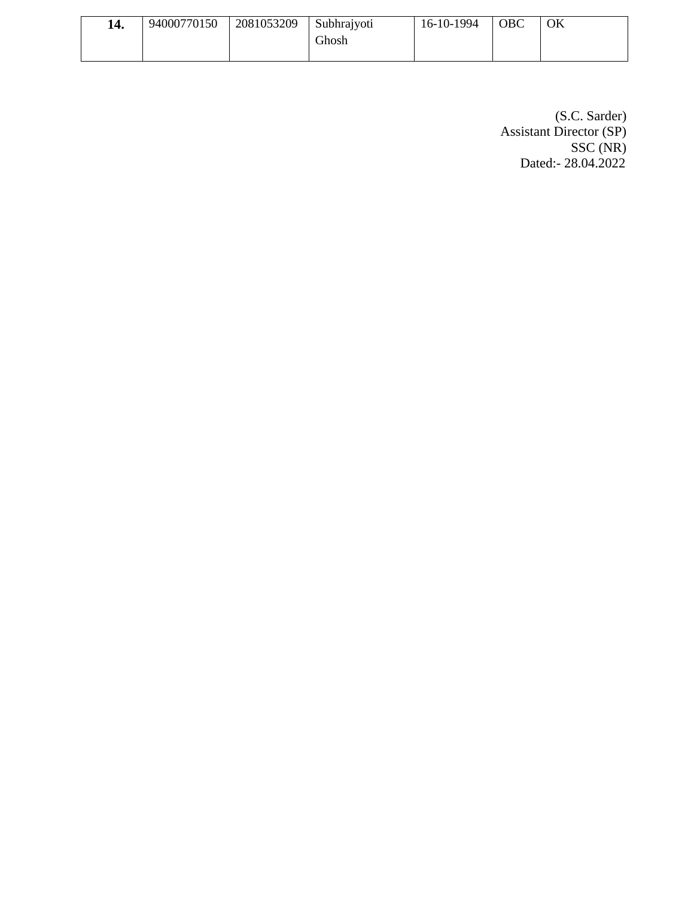| | | | | | | |
|---|---|---|---|---|---|---|
| **14.** | 94000770150 | 2081053209 | Subhrajyoti Ghosh | 16-10-1994 | OBC | OK |

(S.C. Sarder)
Assistant Director (SP)
SSC (NR)
Dated:- 28.04.2022